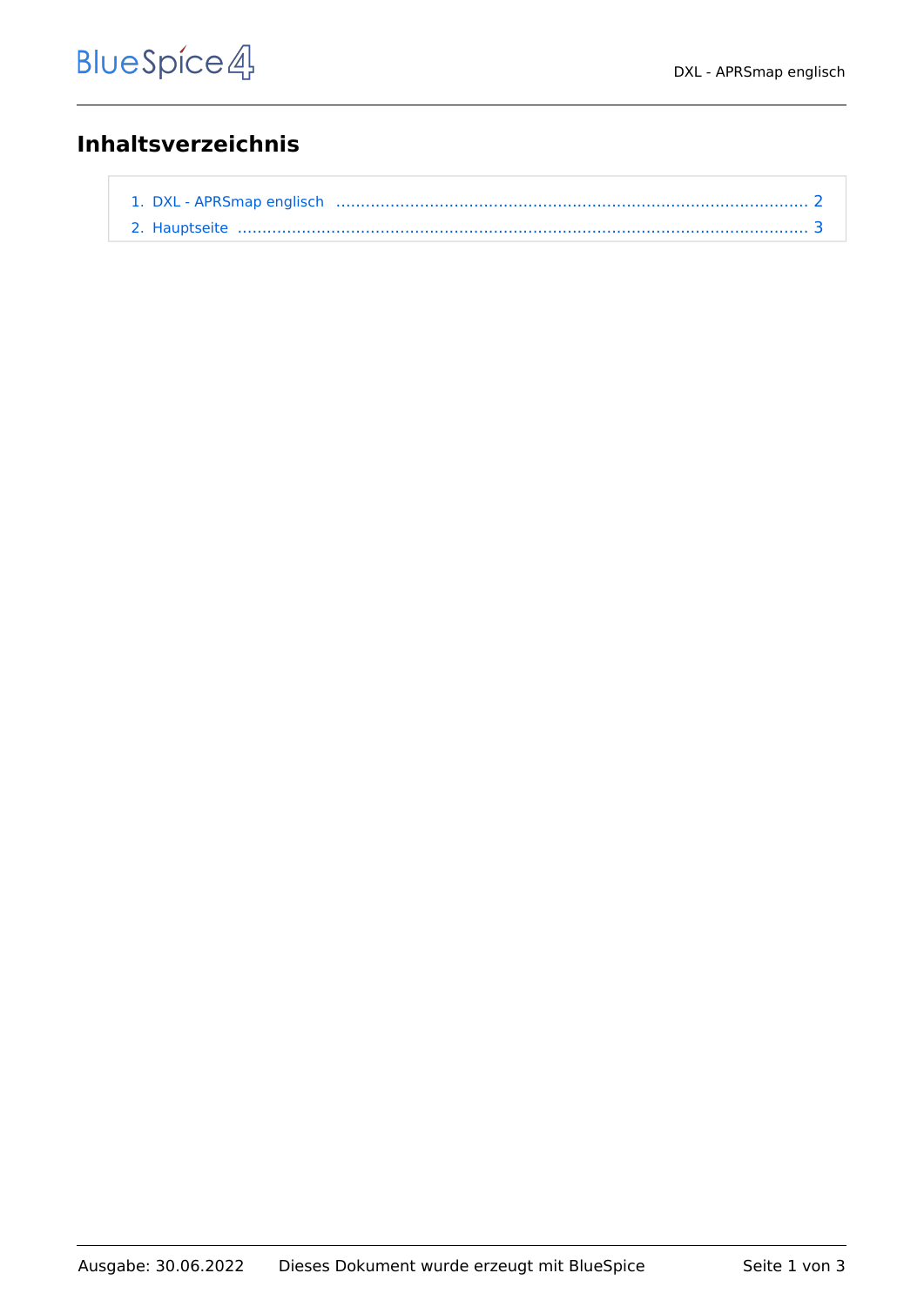## Inhaltsverzeichnis

1. DXL - APRSmap englisch .......... 2
2. Hauptseite .......... 3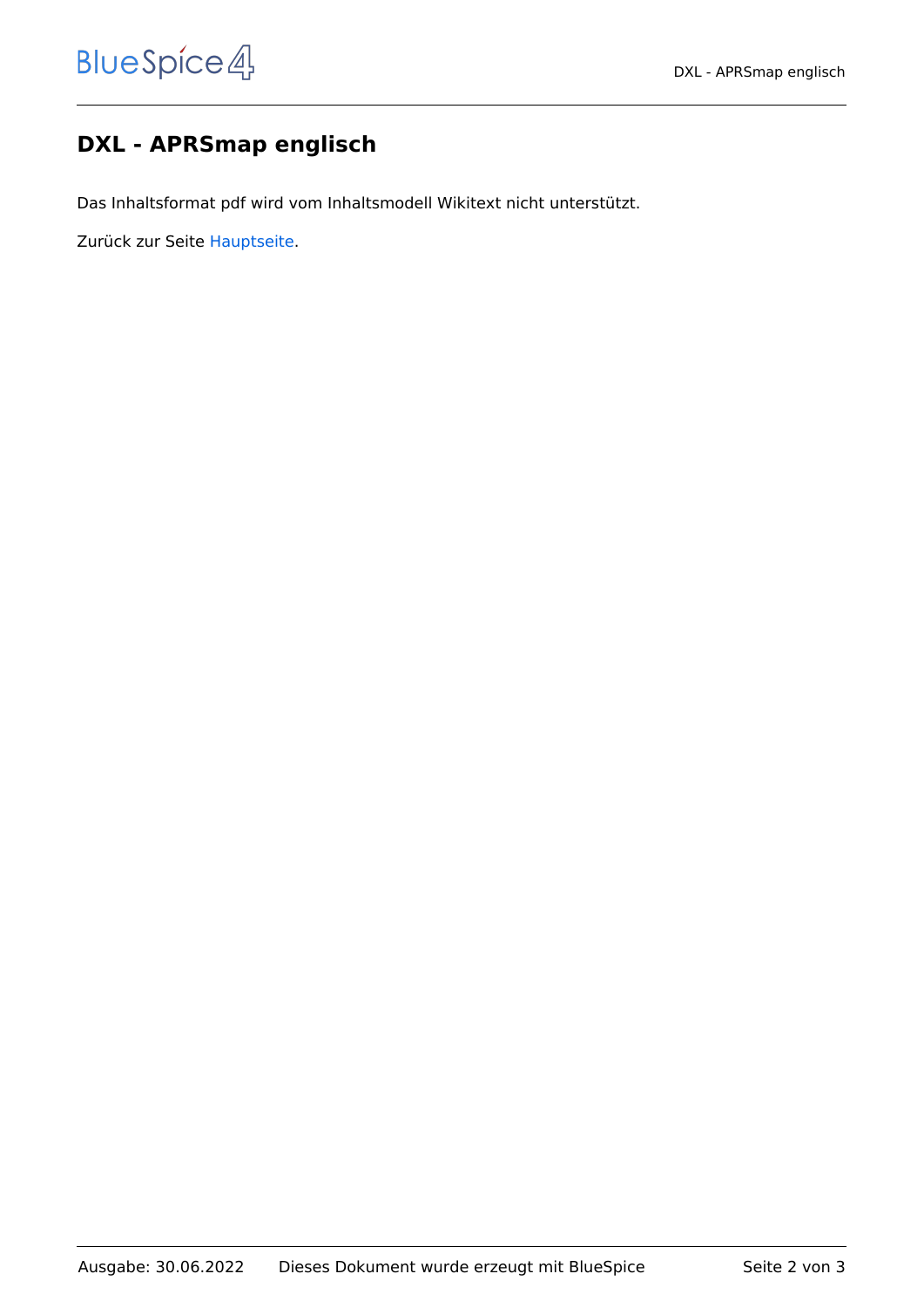# DXL - APRSmap englisch

Das Inhaltsformat pdf wird vom Inhaltsmodell Wikitext nicht unterstützt.

Zurück zur Seite Hauptseite.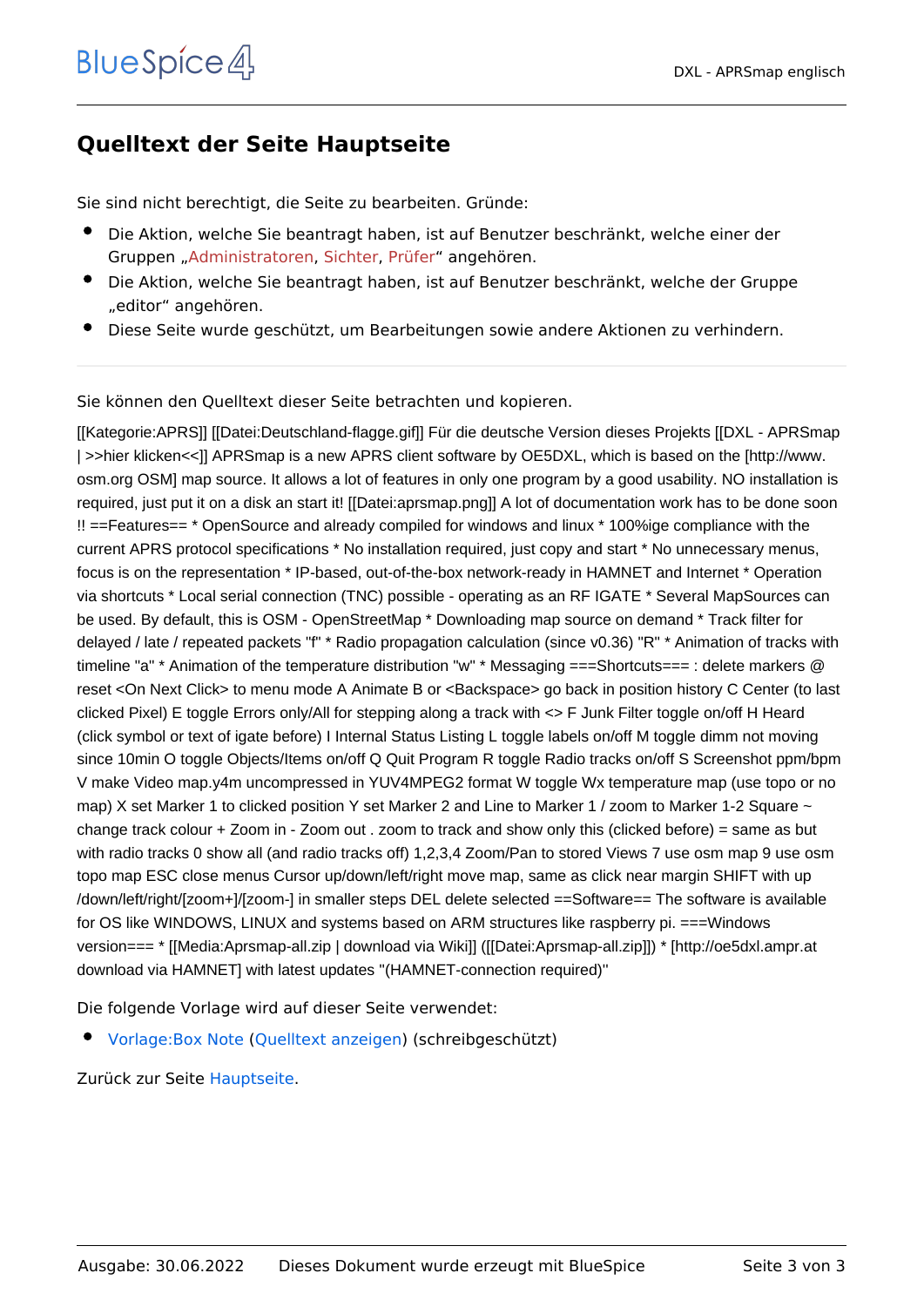# Quelltext der Seite Hauptseite

Sie sind nicht berechtigt, die Seite zu bearbeiten. Gründe:

- Die Aktion, welche Sie beantragt haben, ist auf Benutzer beschränkt, welche einer der Gruppen „Administratoren, Sichter, Prüfer“ angehören.
- Die Aktion, welche Sie beantragt haben, ist auf Benutzer beschränkt, welche der Gruppe „editor“ angehören.
- Diese Seite wurde geschützt, um Bearbeitungen sowie andere Aktionen zu verhindern.

---

Sie können den Quelltext dieser Seite betrachten und kopieren.

[[Kategorie:APRS]] [[Datei:Deutschland-flagge.gif]] Für die deutsche Version dieses Projekts [[DXL - APRSmap | >>hier klicken<<]] APRSmap is a new APRS client software by OE5DXL, which is based on the [http://www.osm.org OSM] map source. It allows a lot of features in only one program by a good usability. NO installation is required, just put it on a disk an start it! [[Datei:aprsmap.png]] A lot of documentation work has to be done soon !! ==Features== * OpenSource and already compiled for windows and linux * 100%ige compliance with the current APRS protocol specifications * No installation required, just copy and start * No unnecessary menus, focus is on the representation * IP-based, out-of-the-box network-ready in HAMNET and Internet * Operation via shortcuts * Local serial connection (TNC) possible - operating as an RF IGATE * Several MapSources can be used. By default, this is OSM - OpenStreetMap * Downloading map source on demand * Track filter for delayed / late / repeated packets "f" * Radio propagation calculation (since v0.36) "R" * Animation of tracks with timeline "a" * Animation of the temperature distribution "w" * Messaging ===Shortcuts=== : delete markers @ reset <On Next Click> to menu mode A Animate B or <Backspace> go back in position history C Center (to last clicked Pixel) E toggle Errors only/All for stepping along a track with <> F Junk Filter toggle on/off H Heard (click symbol or text of igate before) I Internal Status Listing L toggle labels on/off M toggle dimm not moving since 10min O toggle Objects/Items on/off Q Quit Program R toggle Radio tracks on/off S Screenshot ppm/bpm V make Video map.y4m uncompressed in YUV4MPEG2 format W toggle Wx temperature map (use topo or no map) X set Marker 1 to clicked position Y set Marker 2 and Line to Marker 1 / zoom to Marker 1-2 Square ~ change track colour + Zoom in - Zoom out . zoom to track and show only this (clicked before) = same as but with radio tracks 0 show all (and radio tracks off) 1,2,3,4 Zoom/Pan to stored Views 7 use osm map 9 use osm topo map ESC close menus Cursor up/down/left/right move map, same as click near margin SHIFT with up /down/left/right/[zoom+]/[zoom-] in smaller steps DEL delete selected ==Software== The software is available for OS like WINDOWS, LINUX and systems based on ARM structures like raspberry pi. ===Windows version=== * [[Media:Aprsmap-all.zip | download via Wiki]] ([[Datei:Aprsmap-all.zip]]) * [http://oe5dxl.ampr.at download via HAMNET] with latest updates "(HAMNET-connection required)"

Die folgende Vorlage wird auf dieser Seite verwendet:

- Vorlage:Box Note (Quelltext anzeigen) (schreibgeschützt)

Zurück zur Seite Hauptseite.